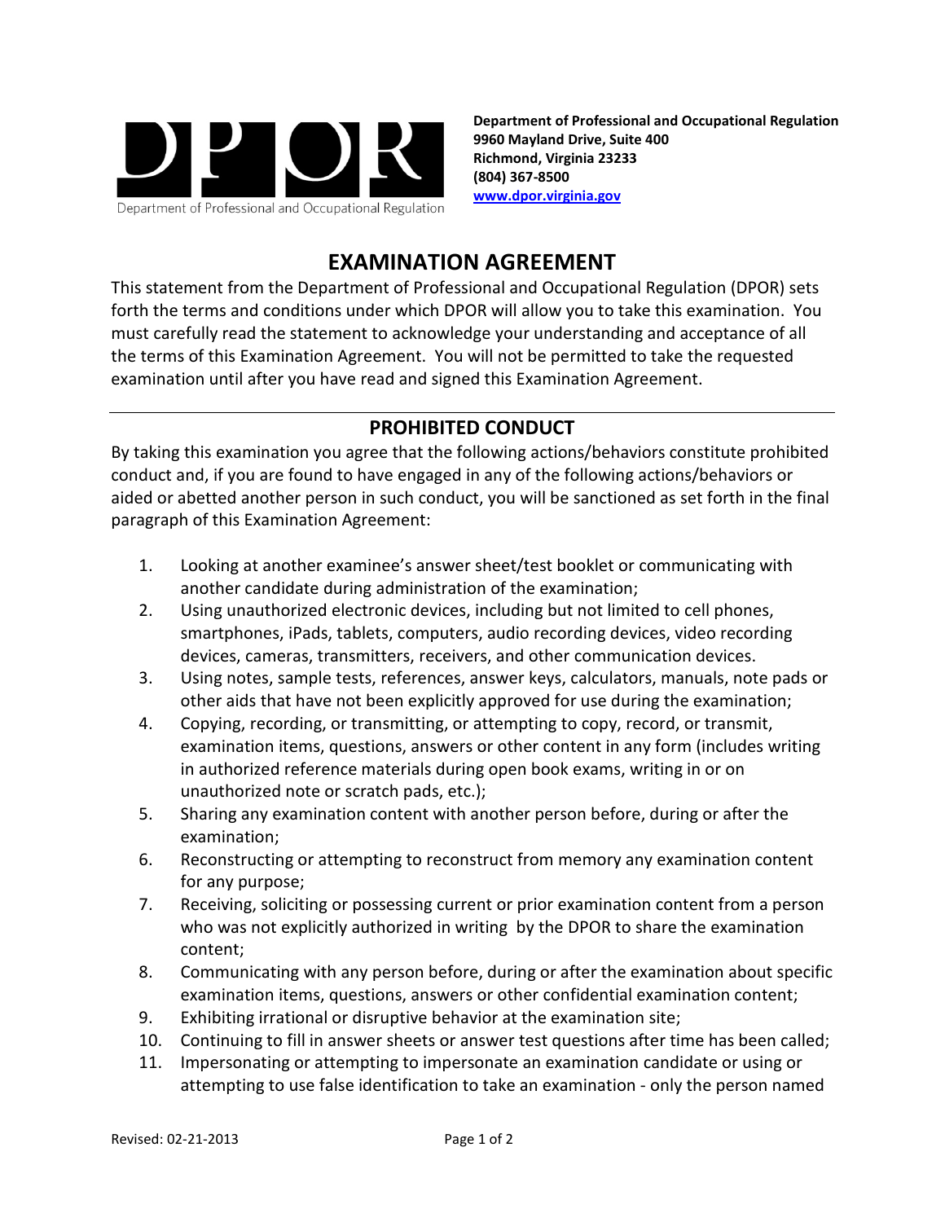**Department of Professional and Occupational Regulation**
**9960 Mayland Drive, Suite 400**
**Richmond, Virginia 23233**
**(804) 367-8500**
**[www.dpor.virginia.gov](http://www.dpor.virginia.gov)**

# EXAMINATION AGREEMENT

This statement from the Department of Professional and Occupational Regulation (DPOR) sets forth the terms and conditions under which DPOR will allow you to take this examination. You must carefully read the statement to acknowledge your understanding and acceptance of all the terms of this Examination Agreement. You will not be permitted to take the requested examination until after you have read and signed this Examination Agreement.

---

## PROHIBITED CONDUCT

By taking this examination you agree that the following actions/behaviors constitute prohibited conduct and, if you are found to have engaged in any of the following actions/behaviors or aided or abetted another person in such conduct, you will be sanctioned as set forth in the final paragraph of this Examination Agreement:

1. Looking at another examinee's answer sheet/test booklet or communicating with another candidate during administration of the examination;
2. Using unauthorized electronic devices, including but not limited to cell phones, smartphones, iPads, tablets, computers, audio recording devices, video recording devices, cameras, transmitters, receivers, and other communication devices.
3. Using notes, sample tests, references, answer keys, calculators, manuals, note pads or other aids that have not been explicitly approved for use during the examination;
4. Copying, recording, or transmitting, or attempting to copy, record, or transmit, examination items, questions, answers or other content in any form (includes writing in authorized reference materials during open book exams, writing in or on unauthorized note or scratch pads, etc.);
5. Sharing any examination content with another person before, during or after the examination;
6. Reconstructing or attempting to reconstruct from memory any examination content for any purpose;
7. Receiving, soliciting or possessing current or prior examination content from a person who was not explicitly authorized in writing by the DPOR to share the examination content;
8. Communicating with any person before, during or after the examination about specific examination items, questions, answers or other confidential examination content;
9. Exhibiting irrational or disruptive behavior at the examination site;
10. Continuing to fill in answer sheets or answer test questions after time has been called;
11. Impersonating or attempting to impersonate an examination candidate or using or attempting to use false identification to take an examination - only the person named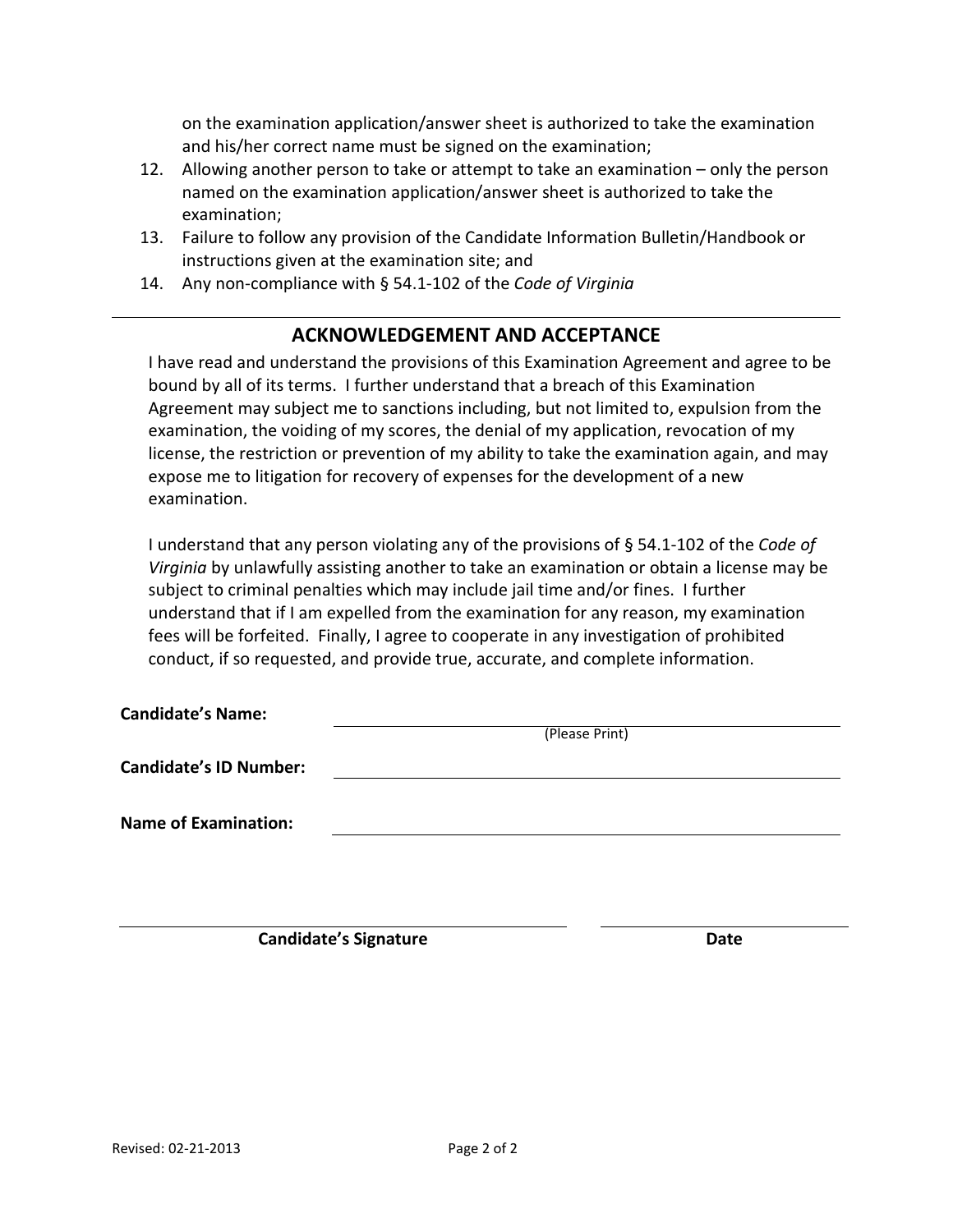on the examination application/answer sheet is authorized to take the examination and his/her correct name must be signed on the examination;

12. Allowing another person to take or attempt to take an examination – only the person named on the examination application/answer sheet is authorized to take the examination;
13. Failure to follow any provision of the Candidate Information Bulletin/Handbook or instructions given at the examination site; and
14. Any non-compliance with § 54.1-102 of the *Code of Virginia*

---

## ACKNOWLEDGEMENT AND ACCEPTANCE

I have read and understand the provisions of this Examination Agreement and agree to be bound by all of its terms. I further understand that a breach of this Examination Agreement may subject me to sanctions including, but not limited to, expulsion from the examination, the voiding of my scores, the denial of my application, revocation of my license, the restriction or prevention of my ability to take the examination again, and may expose me to litigation for recovery of expenses for the development of a new examination.

I understand that any person violating any of the provisions of § 54.1-102 of the *Code of Virginia* by unlawfully assisting another to take an examination or obtain a license may be subject to criminal penalties which may include jail time and/or fines. I further understand that if I am expelled from the examination for any reason, my examination fees will be forfeited. Finally, I agree to cooperate in any investigation of prohibited conduct, if so requested, and provide true, accurate, and complete information.

**Candidate's Name:** ______________________________
(Please Print)

**Candidate's ID Number:** ______________________________

**Name of Examination:** ______________________________

______________________________ ______________________________
**Candidate's Signature** **Date**

Revised: 02-21-2013